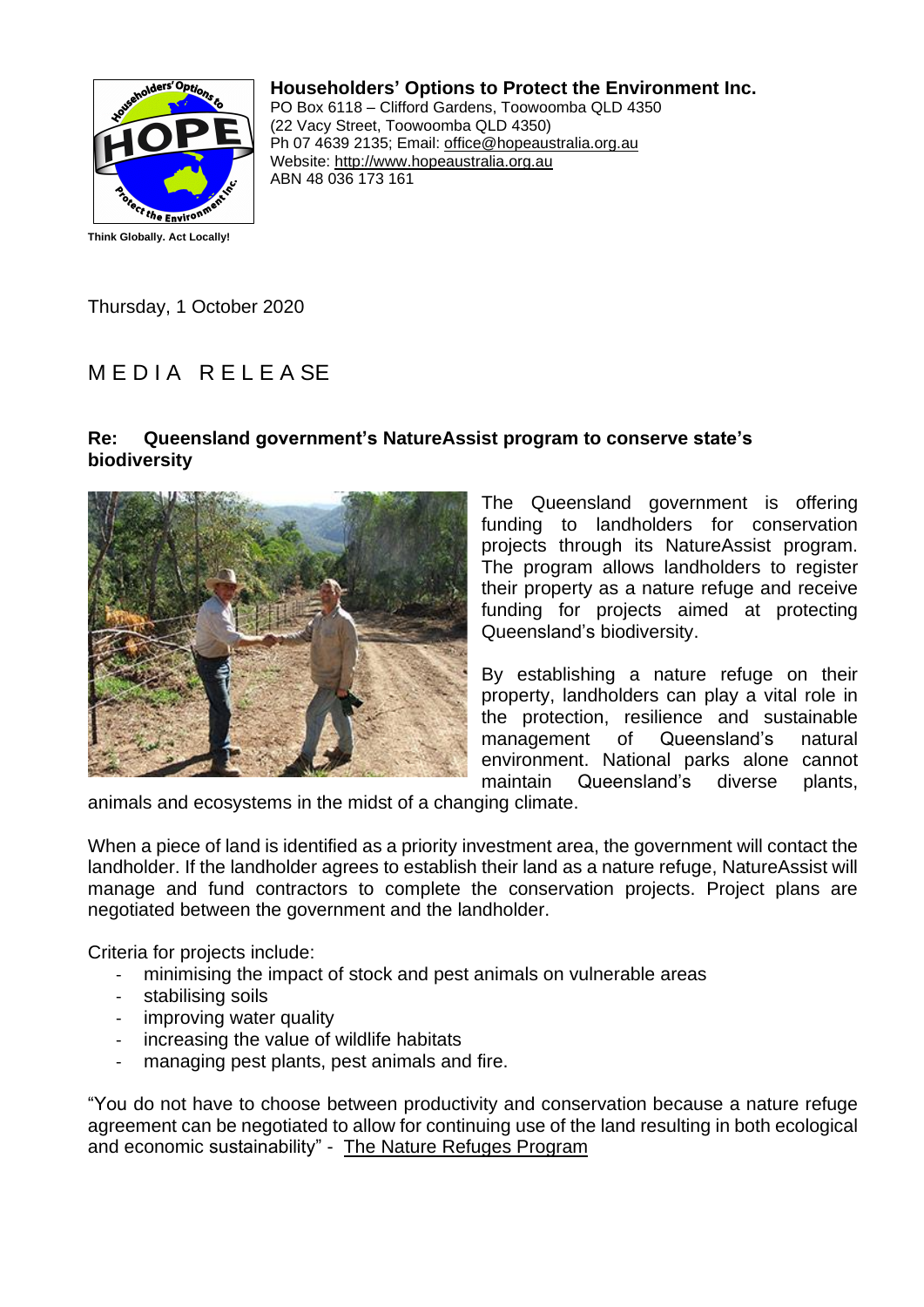**Householders' Options to Protect the Environment Inc.**
PO Box 6118 – Clifford Gardens, Toowoomba QLD 4350
(22 Vacy Street, Toowoomba QLD 4350)
Ph 07 4639 2135; Email: office@hopeaustralia.org.au
Website: http://www.hopeaustralia.org.au
ABN 48 036 173 161

**Think Globally. Act Locally!**

Thursday, 1 October 2020

# MEDIA RELEASE

**Re: Queensland government's NatureAssist program to conserve state's biodiversity**

The Queensland government is offering funding to landholders for conservation projects through its NatureAssist program. The program allows landholders to register their property as a nature refuge and receive funding for projects aimed at protecting Queensland's biodiversity.

By establishing a nature refuge on their property, landholders can play a vital role in the protection, resilience and sustainable management of Queensland's natural environment. National parks alone cannot maintain Queensland's diverse plants, animals and ecosystems in the midst of a changing climate.

When a piece of land is identified as a priority investment area, the government will contact the landholder. If the landholder agrees to establish their land as a nature refuge, NatureAssist will manage and fund contractors to complete the conservation projects. Project plans are negotiated between the government and the landholder.

Criteria for projects include:

- minimising the impact of stock and pest animals on vulnerable areas
- stabilising soils
- improving water quality
- increasing the value of wildlife habitats
- managing pest plants, pest animals and fire.

"You do not have to choose between productivity and conservation because a nature refuge agreement can be negotiated to allow for continuing use of the land resulting in both ecological and economic sustainability" - The Nature Refuges Program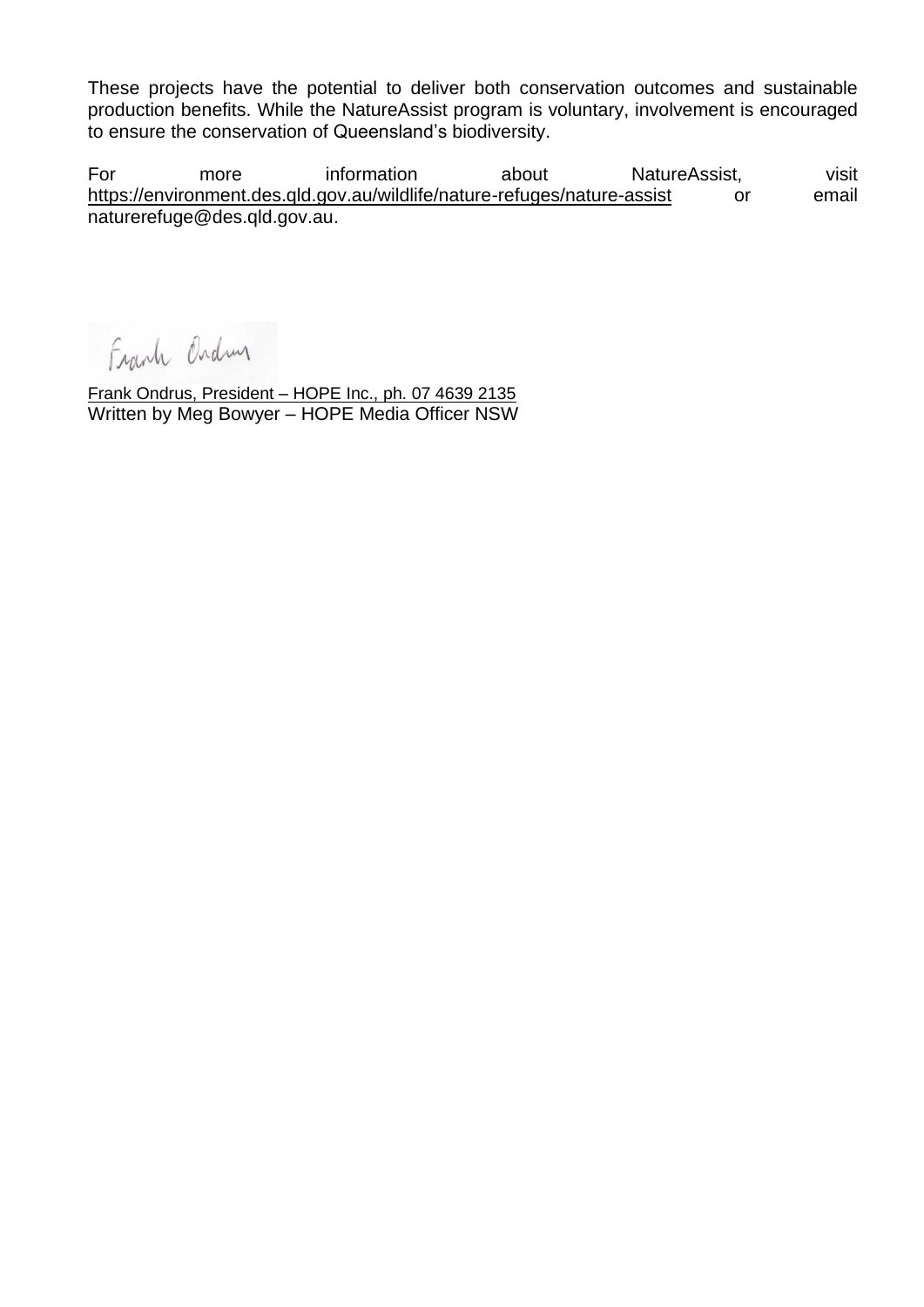These projects have the potential to deliver both conservation outcomes and sustainable production benefits. While the NatureAssist program is voluntary, involvement is encouraged to ensure the conservation of Queensland's biodiversity.

For more information about NatureAssist, visit https://environment.des.qld.gov.au/wildlife/nature-refuges/nature-assist or email naturerefuge@des.qld.gov.au.

Frank Ondrus, President – HOPE Inc., ph. 07 4639 2135
Written by Meg Bowyer – HOPE Media Officer NSW